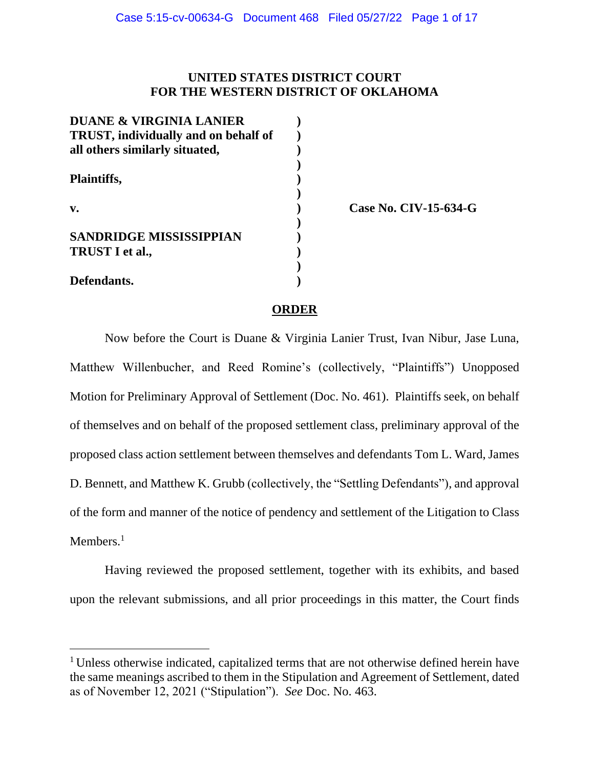**UNITED STATES DISTRICT COURT**
**FOR THE WESTERN DISTRICT OF OKLAHOMA**

| | | |
|---|---|---|
| **DUANE & VIRGINIA LANIER TRUST, individually and on behalf of all others similarly situated,** | ) | |
| | ) | |
| **Plaintiffs,** | ) | |
| | ) | |
| **v.** | ) | **Case No. CIV-15-634-G** |
| | ) | |
| **SANDRIDGE MISSISSIPPIAN TRUST I et al.,** | ) | |
| | ) | |
| **Defendants.** | ) | |

**ORDER**

Now before the Court is Duane & Virginia Lanier Trust, Ivan Nibur, Jase Luna, Matthew Willenbucher, and Reed Romine's (collectively, "Plaintiffs") Unopposed Motion for Preliminary Approval of Settlement (Doc. No. 461). Plaintiffs seek, on behalf of themselves and on behalf of the proposed settlement class, preliminary approval of the proposed class action settlement between themselves and defendants Tom L. Ward, James D. Bennett, and Matthew K. Grubb (collectively, the "Settling Defendants"), and approval of the form and manner of the notice of pendency and settlement of the Litigation to Class Members.[1]

Having reviewed the proposed settlement, together with its exhibits, and based upon the relevant submissions, and all prior proceedings in this matter, the Court finds

[1] Unless otherwise indicated, capitalized terms that are not otherwise defined herein have the same meanings ascribed to them in the Stipulation and Agreement of Settlement, dated as of November 12, 2021 ("Stipulation"). *See* Doc. No. 463.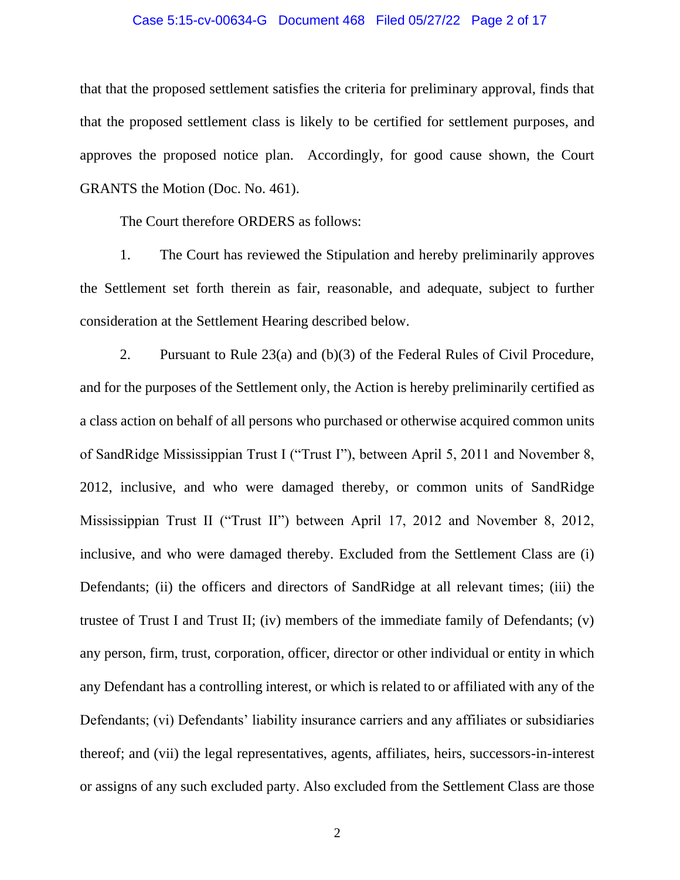that that the proposed settlement satisfies the criteria for preliminary approval, finds that that the proposed settlement class is likely to be certified for settlement purposes, and approves the proposed notice plan. Accordingly, for good cause shown, the Court GRANTS the Motion (Doc. No. 461).

The Court therefore ORDERS as follows:

1. The Court has reviewed the Stipulation and hereby preliminarily approves the Settlement set forth therein as fair, reasonable, and adequate, subject to further consideration at the Settlement Hearing described below.

2. Pursuant to Rule 23(a) and (b)(3) of the Federal Rules of Civil Procedure, and for the purposes of the Settlement only, the Action is hereby preliminarily certified as a class action on behalf of all persons who purchased or otherwise acquired common units of SandRidge Mississippian Trust I ("Trust I"), between April 5, 2011 and November 8, 2012, inclusive, and who were damaged thereby, or common units of SandRidge Mississippian Trust II ("Trust II") between April 17, 2012 and November 8, 2012, inclusive, and who were damaged thereby. Excluded from the Settlement Class are (i) Defendants; (ii) the officers and directors of SandRidge at all relevant times; (iii) the trustee of Trust I and Trust II; (iv) members of the immediate family of Defendants; (v) any person, firm, trust, corporation, officer, director or other individual or entity in which any Defendant has a controlling interest, or which is related to or affiliated with any of the Defendants; (vi) Defendants' liability insurance carriers and any affiliates or subsidiaries thereof; and (vii) the legal representatives, agents, affiliates, heirs, successors-in-interest or assigns of any such excluded party. Also excluded from the Settlement Class are those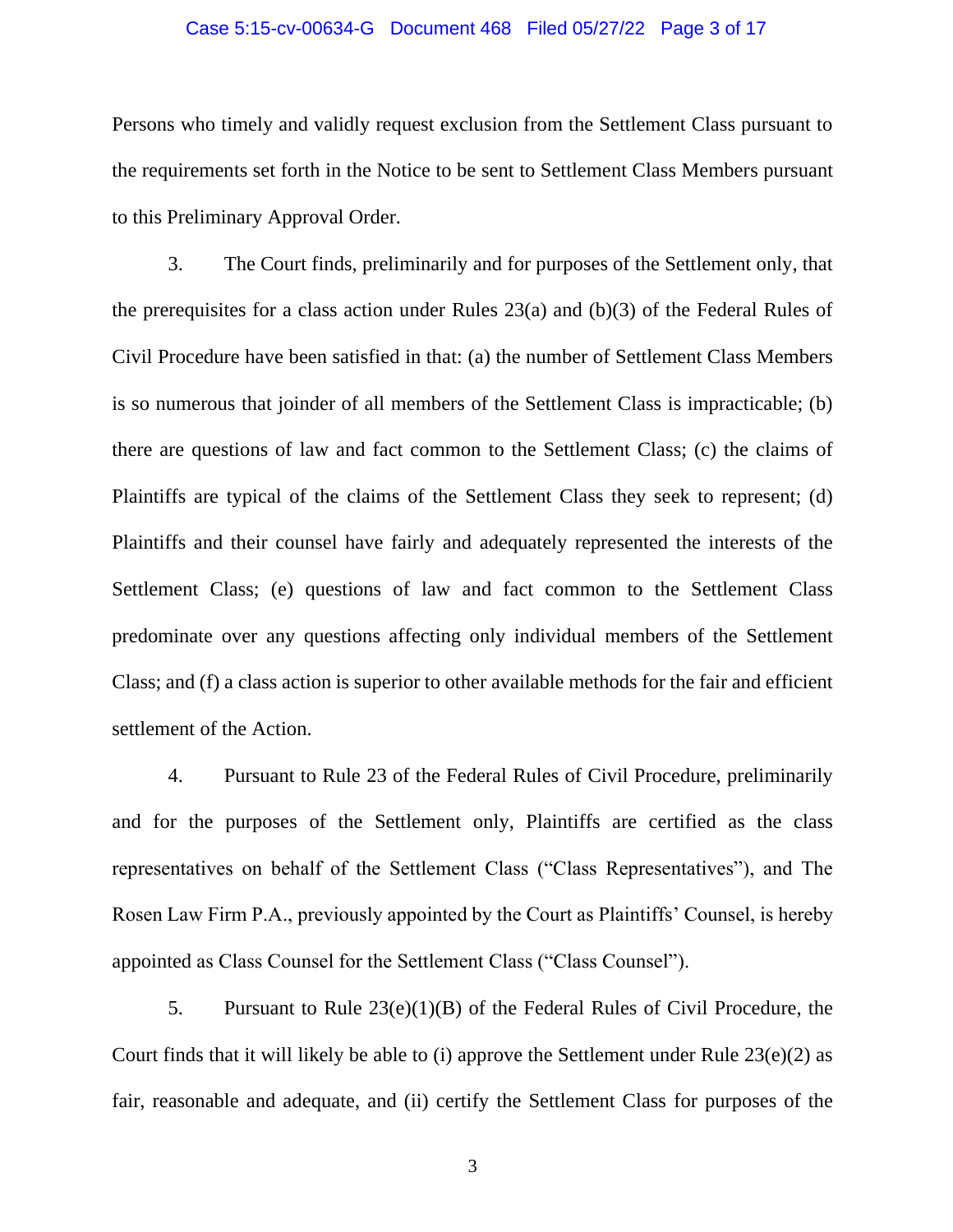Persons who timely and validly request exclusion from the Settlement Class pursuant to the requirements set forth in the Notice to be sent to Settlement Class Members pursuant to this Preliminary Approval Order.

3. The Court finds, preliminarily and for purposes of the Settlement only, that the prerequisites for a class action under Rules 23(a) and (b)(3) of the Federal Rules of Civil Procedure have been satisfied in that: (a) the number of Settlement Class Members is so numerous that joinder of all members of the Settlement Class is impracticable; (b) there are questions of law and fact common to the Settlement Class; (c) the claims of Plaintiffs are typical of the claims of the Settlement Class they seek to represent; (d) Plaintiffs and their counsel have fairly and adequately represented the interests of the Settlement Class; (e) questions of law and fact common to the Settlement Class predominate over any questions affecting only individual members of the Settlement Class; and (f) a class action is superior to other available methods for the fair and efficient settlement of the Action.

4. Pursuant to Rule 23 of the Federal Rules of Civil Procedure, preliminarily and for the purposes of the Settlement only, Plaintiffs are certified as the class representatives on behalf of the Settlement Class ("Class Representatives"), and The Rosen Law Firm P.A., previously appointed by the Court as Plaintiffs' Counsel, is hereby appointed as Class Counsel for the Settlement Class ("Class Counsel").

5. Pursuant to Rule 23(e)(1)(B) of the Federal Rules of Civil Procedure, the Court finds that it will likely be able to (i) approve the Settlement under Rule 23(e)(2) as fair, reasonable and adequate, and (ii) certify the Settlement Class for purposes of the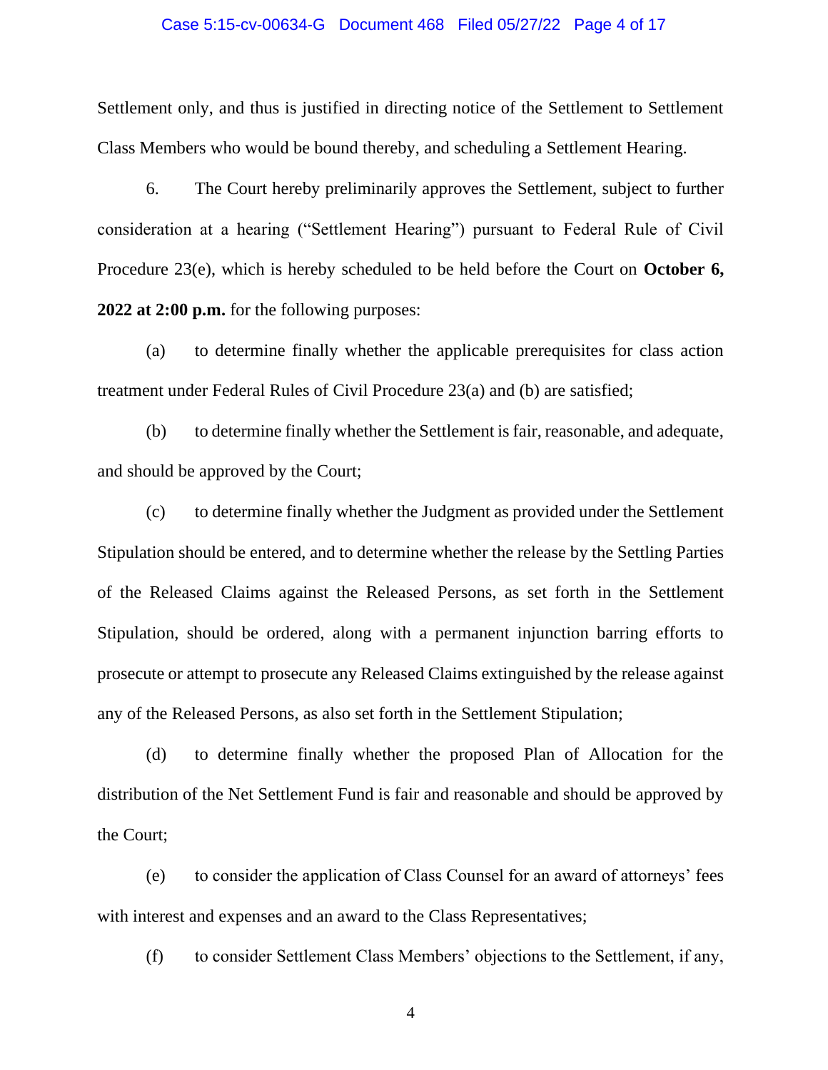Settlement only, and thus is justified in directing notice of the Settlement to Settlement Class Members who would be bound thereby, and scheduling a Settlement Hearing.

6. The Court hereby preliminarily approves the Settlement, subject to further consideration at a hearing ("Settlement Hearing") pursuant to Federal Rule of Civil Procedure 23(e), which is hereby scheduled to be held before the Court on **October 6, 2022 at 2:00 p.m.** for the following purposes:

(a) to determine finally whether the applicable prerequisites for class action treatment under Federal Rules of Civil Procedure 23(a) and (b) are satisfied;

(b) to determine finally whether the Settlement is fair, reasonable, and adequate, and should be approved by the Court;

(c) to determine finally whether the Judgment as provided under the Settlement Stipulation should be entered, and to determine whether the release by the Settling Parties of the Released Claims against the Released Persons, as set forth in the Settlement Stipulation, should be ordered, along with a permanent injunction barring efforts to prosecute or attempt to prosecute any Released Claims extinguished by the release against any of the Released Persons, as also set forth in the Settlement Stipulation;

(d) to determine finally whether the proposed Plan of Allocation for the distribution of the Net Settlement Fund is fair and reasonable and should be approved by the Court;

(e) to consider the application of Class Counsel for an award of attorneys' fees with interest and expenses and an award to the Class Representatives;

(f) to consider Settlement Class Members' objections to the Settlement, if any,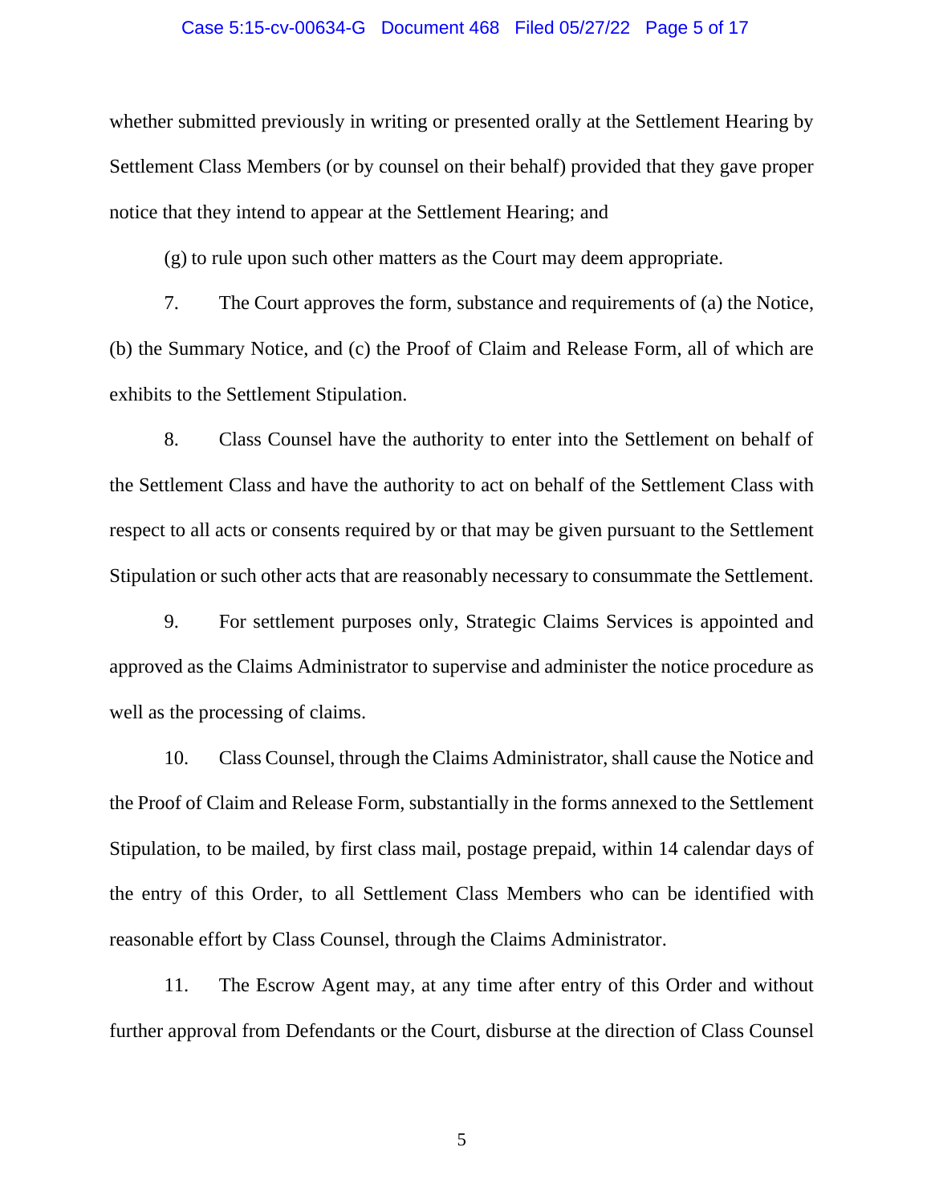whether submitted previously in writing or presented orally at the Settlement Hearing by Settlement Class Members (or by counsel on their behalf) provided that they gave proper notice that they intend to appear at the Settlement Hearing; and

(g) to rule upon such other matters as the Court may deem appropriate.

7. The Court approves the form, substance and requirements of (a) the Notice, (b) the Summary Notice, and (c) the Proof of Claim and Release Form, all of which are exhibits to the Settlement Stipulation.

8. Class Counsel have the authority to enter into the Settlement on behalf of the Settlement Class and have the authority to act on behalf of the Settlement Class with respect to all acts or consents required by or that may be given pursuant to the Settlement Stipulation or such other acts that are reasonably necessary to consummate the Settlement.

9. For settlement purposes only, Strategic Claims Services is appointed and approved as the Claims Administrator to supervise and administer the notice procedure as well as the processing of claims.

10. Class Counsel, through the Claims Administrator, shall cause the Notice and the Proof of Claim and Release Form, substantially in the forms annexed to the Settlement Stipulation, to be mailed, by first class mail, postage prepaid, within 14 calendar days of the entry of this Order, to all Settlement Class Members who can be identified with reasonable effort by Class Counsel, through the Claims Administrator.

11. The Escrow Agent may, at any time after entry of this Order and without further approval from Defendants or the Court, disburse at the direction of Class Counsel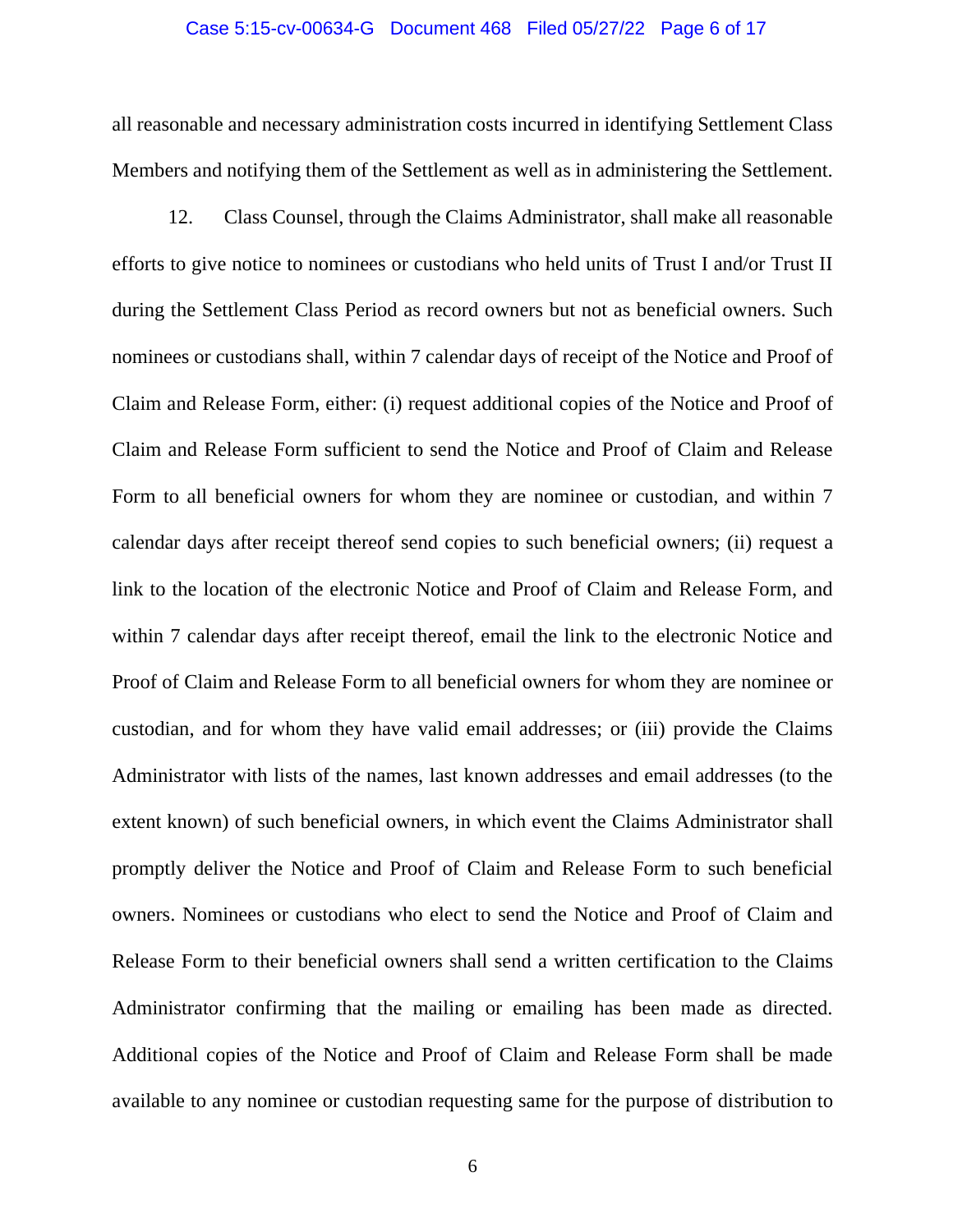all reasonable and necessary administration costs incurred in identifying Settlement Class Members and notifying them of the Settlement as well as in administering the Settlement.

12. Class Counsel, through the Claims Administrator, shall make all reasonable efforts to give notice to nominees or custodians who held units of Trust I and/or Trust II during the Settlement Class Period as record owners but not as beneficial owners. Such nominees or custodians shall, within 7 calendar days of receipt of the Notice and Proof of Claim and Release Form, either: (i) request additional copies of the Notice and Proof of Claim and Release Form sufficient to send the Notice and Proof of Claim and Release Form to all beneficial owners for whom they are nominee or custodian, and within 7 calendar days after receipt thereof send copies to such beneficial owners; (ii) request a link to the location of the electronic Notice and Proof of Claim and Release Form, and within 7 calendar days after receipt thereof, email the link to the electronic Notice and Proof of Claim and Release Form to all beneficial owners for whom they are nominee or custodian, and for whom they have valid email addresses; or (iii) provide the Claims Administrator with lists of the names, last known addresses and email addresses (to the extent known) of such beneficial owners, in which event the Claims Administrator shall promptly deliver the Notice and Proof of Claim and Release Form to such beneficial owners. Nominees or custodians who elect to send the Notice and Proof of Claim and Release Form to their beneficial owners shall send a written certification to the Claims Administrator confirming that the mailing or emailing has been made as directed. Additional copies of the Notice and Proof of Claim and Release Form shall be made available to any nominee or custodian requesting same for the purpose of distribution to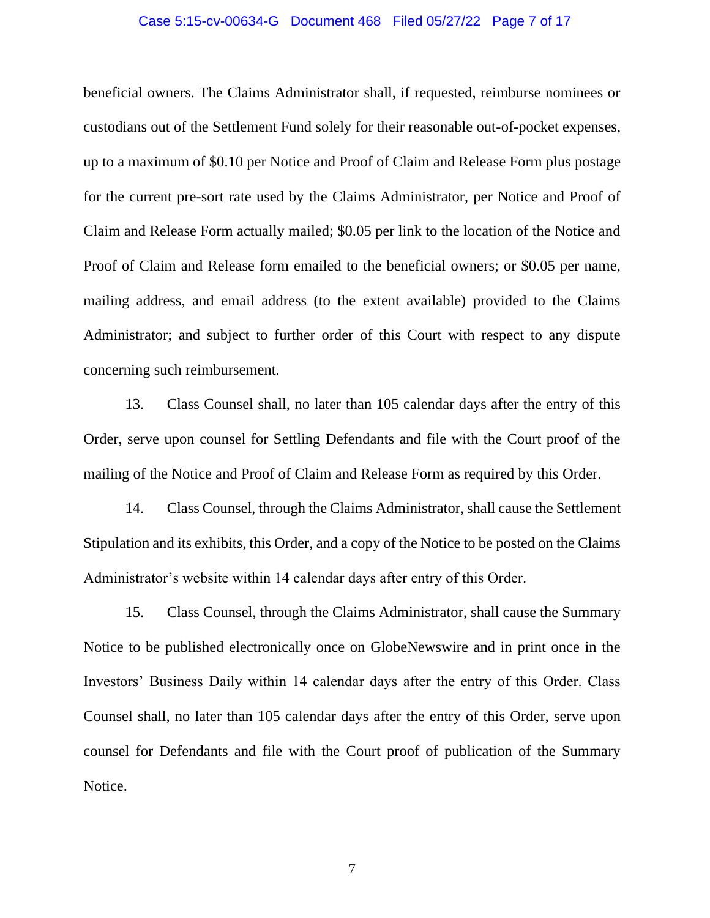beneficial owners. The Claims Administrator shall, if requested, reimburse nominees or custodians out of the Settlement Fund solely for their reasonable out-of-pocket expenses, up to a maximum of $0.10 per Notice and Proof of Claim and Release Form plus postage for the current pre-sort rate used by the Claims Administrator, per Notice and Proof of Claim and Release Form actually mailed; $0.05 per link to the location of the Notice and Proof of Claim and Release form emailed to the beneficial owners; or $0.05 per name, mailing address, and email address (to the extent available) provided to the Claims Administrator; and subject to further order of this Court with respect to any dispute concerning such reimbursement.

13. Class Counsel shall, no later than 105 calendar days after the entry of this Order, serve upon counsel for Settling Defendants and file with the Court proof of the mailing of the Notice and Proof of Claim and Release Form as required by this Order.

14. Class Counsel, through the Claims Administrator, shall cause the Settlement Stipulation and its exhibits, this Order, and a copy of the Notice to be posted on the Claims Administrator's website within 14 calendar days after entry of this Order.

15. Class Counsel, through the Claims Administrator, shall cause the Summary Notice to be published electronically once on GlobeNewswire and in print once in the Investors' Business Daily within 14 calendar days after the entry of this Order. Class Counsel shall, no later than 105 calendar days after the entry of this Order, serve upon counsel for Defendants and file with the Court proof of publication of the Summary Notice.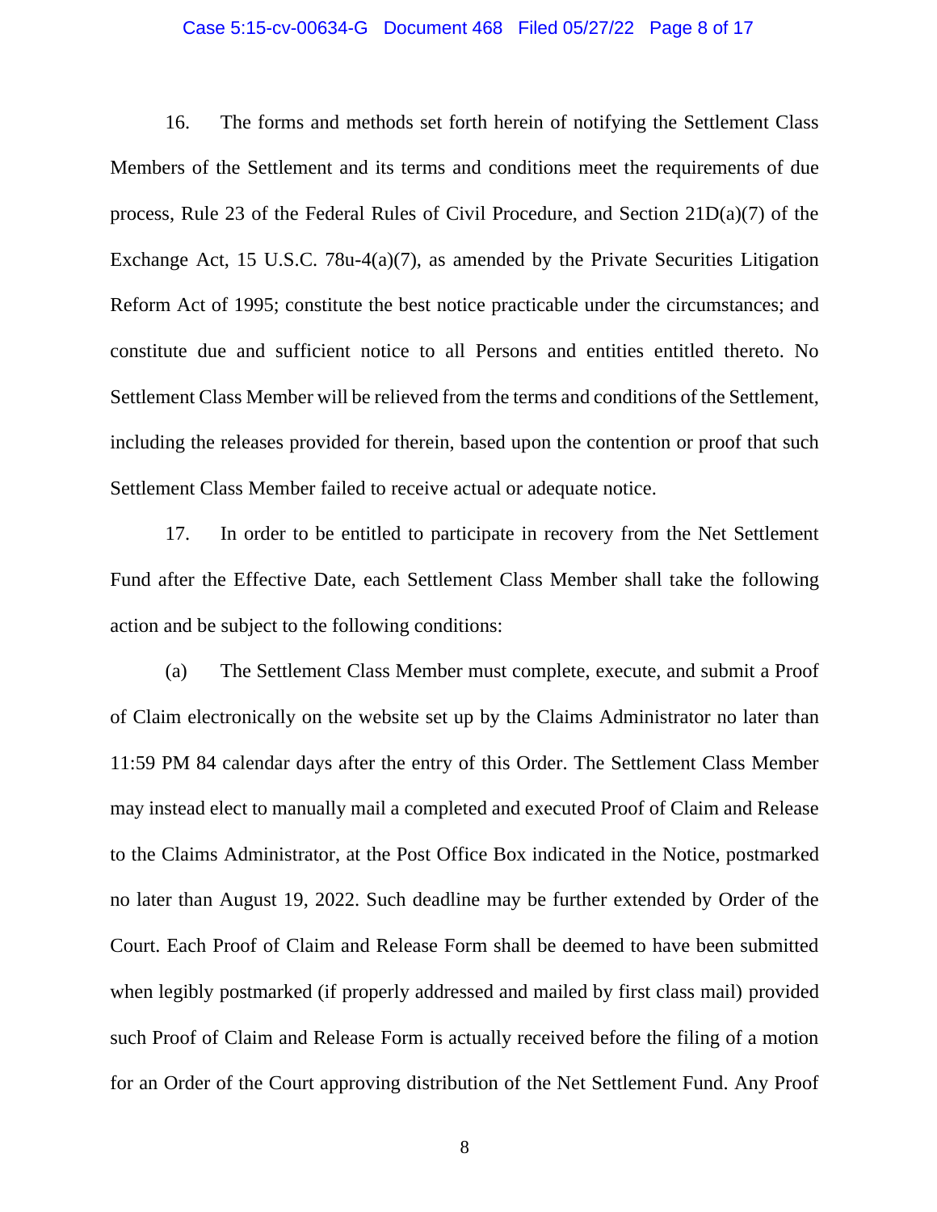16. The forms and methods set forth herein of notifying the Settlement Class Members of the Settlement and its terms and conditions meet the requirements of due process, Rule 23 of the Federal Rules of Civil Procedure, and Section 21D(a)(7) of the Exchange Act, 15 U.S.C. 78u-4(a)(7), as amended by the Private Securities Litigation Reform Act of 1995; constitute the best notice practicable under the circumstances; and constitute due and sufficient notice to all Persons and entities entitled thereto. No Settlement Class Member will be relieved from the terms and conditions of the Settlement, including the releases provided for therein, based upon the contention or proof that such Settlement Class Member failed to receive actual or adequate notice.

17. In order to be entitled to participate in recovery from the Net Settlement Fund after the Effective Date, each Settlement Class Member shall take the following action and be subject to the following conditions:

(a) The Settlement Class Member must complete, execute, and submit a Proof of Claim electronically on the website set up by the Claims Administrator no later than 11:59 PM 84 calendar days after the entry of this Order. The Settlement Class Member may instead elect to manually mail a completed and executed Proof of Claim and Release to the Claims Administrator, at the Post Office Box indicated in the Notice, postmarked no later than August 19, 2022. Such deadline may be further extended by Order of the Court. Each Proof of Claim and Release Form shall be deemed to have been submitted when legibly postmarked (if properly addressed and mailed by first class mail) provided such Proof of Claim and Release Form is actually received before the filing of a motion for an Order of the Court approving distribution of the Net Settlement Fund. Any Proof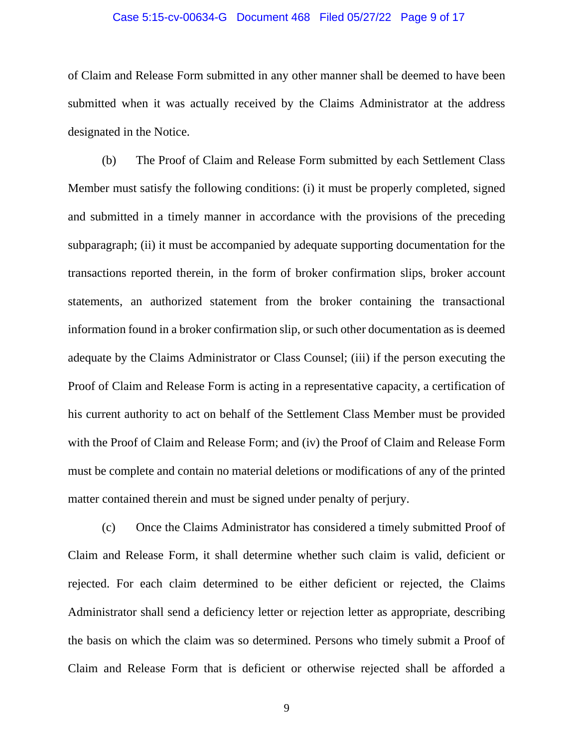of Claim and Release Form submitted in any other manner shall be deemed to have been submitted when it was actually received by the Claims Administrator at the address designated in the Notice.

(b) The Proof of Claim and Release Form submitted by each Settlement Class Member must satisfy the following conditions: (i) it must be properly completed, signed and submitted in a timely manner in accordance with the provisions of the preceding subparagraph; (ii) it must be accompanied by adequate supporting documentation for the transactions reported therein, in the form of broker confirmation slips, broker account statements, an authorized statement from the broker containing the transactional information found in a broker confirmation slip, or such other documentation as is deemed adequate by the Claims Administrator or Class Counsel; (iii) if the person executing the Proof of Claim and Release Form is acting in a representative capacity, a certification of his current authority to act on behalf of the Settlement Class Member must be provided with the Proof of Claim and Release Form; and (iv) the Proof of Claim and Release Form must be complete and contain no material deletions or modifications of any of the printed matter contained therein and must be signed under penalty of perjury.

(c) Once the Claims Administrator has considered a timely submitted Proof of Claim and Release Form, it shall determine whether such claim is valid, deficient or rejected. For each claim determined to be either deficient or rejected, the Claims Administrator shall send a deficiency letter or rejection letter as appropriate, describing the basis on which the claim was so determined. Persons who timely submit a Proof of Claim and Release Form that is deficient or otherwise rejected shall be afforded a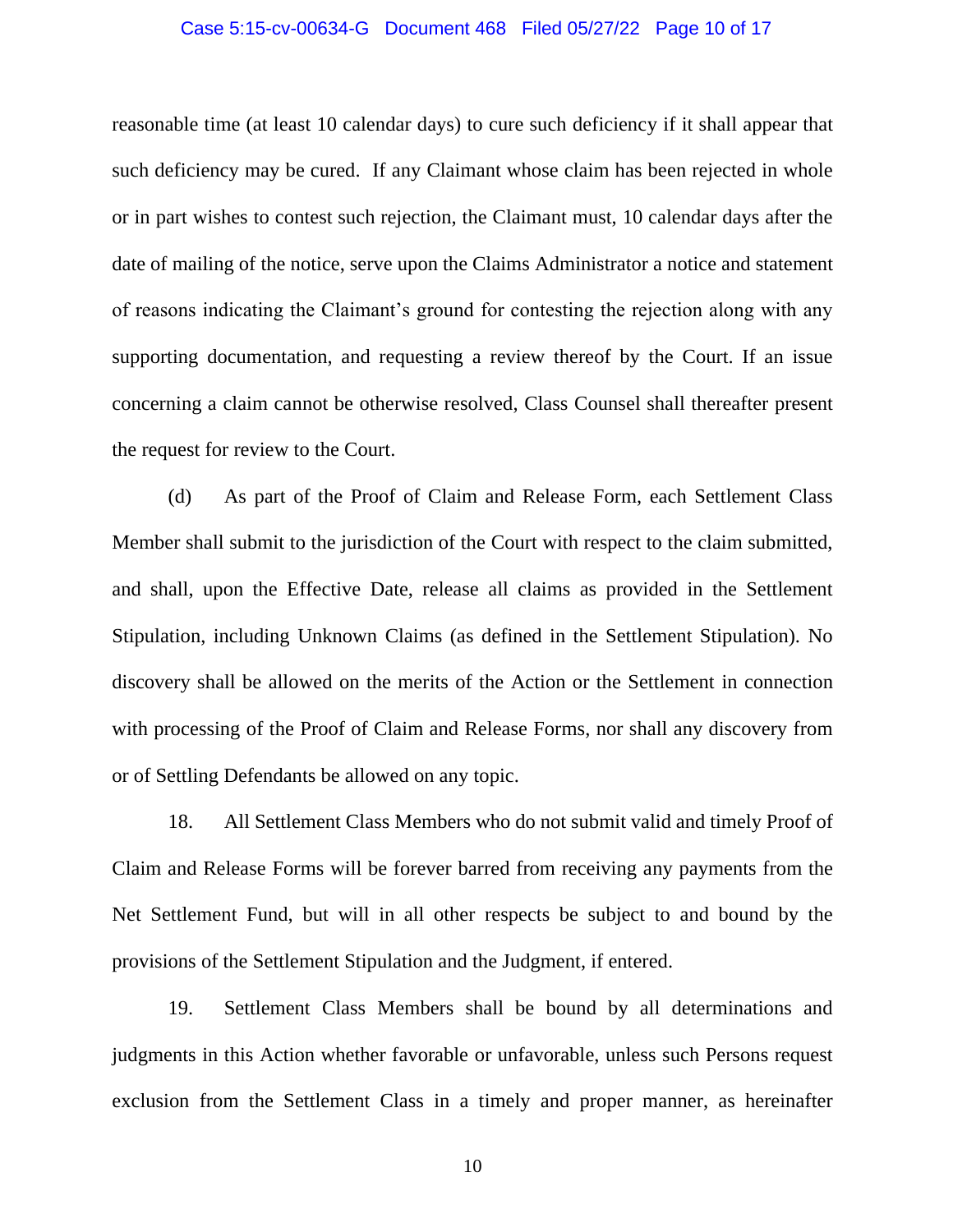reasonable time (at least 10 calendar days) to cure such deficiency if it shall appear that such deficiency may be cured. If any Claimant whose claim has been rejected in whole or in part wishes to contest such rejection, the Claimant must, 10 calendar days after the date of mailing of the notice, serve upon the Claims Administrator a notice and statement of reasons indicating the Claimant's ground for contesting the rejection along with any supporting documentation, and requesting a review thereof by the Court. If an issue concerning a claim cannot be otherwise resolved, Class Counsel shall thereafter present the request for review to the Court.

(d) As part of the Proof of Claim and Release Form, each Settlement Class Member shall submit to the jurisdiction of the Court with respect to the claim submitted, and shall, upon the Effective Date, release all claims as provided in the Settlement Stipulation, including Unknown Claims (as defined in the Settlement Stipulation). No discovery shall be allowed on the merits of the Action or the Settlement in connection with processing of the Proof of Claim and Release Forms, nor shall any discovery from or of Settling Defendants be allowed on any topic.

18. All Settlement Class Members who do not submit valid and timely Proof of Claim and Release Forms will be forever barred from receiving any payments from the Net Settlement Fund, but will in all other respects be subject to and bound by the provisions of the Settlement Stipulation and the Judgment, if entered.

19. Settlement Class Members shall be bound by all determinations and judgments in this Action whether favorable or unfavorable, unless such Persons request exclusion from the Settlement Class in a timely and proper manner, as hereinafter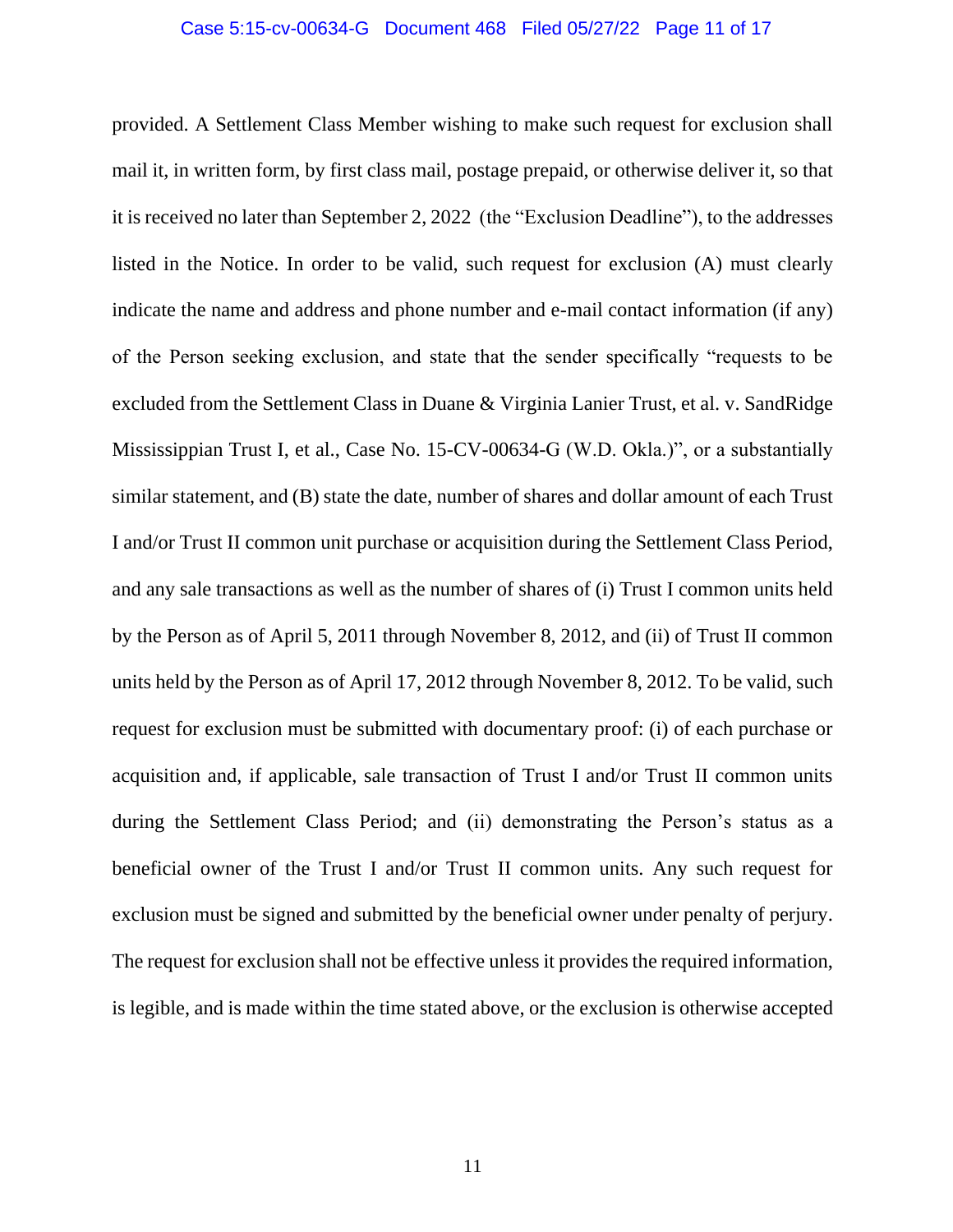provided. A Settlement Class Member wishing to make such request for exclusion shall mail it, in written form, by first class mail, postage prepaid, or otherwise deliver it, so that it is received no later than September 2, 2022 (the "Exclusion Deadline"), to the addresses listed in the Notice. In order to be valid, such request for exclusion (A) must clearly indicate the name and address and phone number and e-mail contact information (if any) of the Person seeking exclusion, and state that the sender specifically "requests to be excluded from the Settlement Class in Duane & Virginia Lanier Trust, et al. v. SandRidge Mississippian Trust I, et al., Case No. 15-CV-00634-G (W.D. Okla.)", or a substantially similar statement, and (B) state the date, number of shares and dollar amount of each Trust I and/or Trust II common unit purchase or acquisition during the Settlement Class Period, and any sale transactions as well as the number of shares of (i) Trust I common units held by the Person as of April 5, 2011 through November 8, 2012, and (ii) of Trust II common units held by the Person as of April 17, 2012 through November 8, 2012. To be valid, such request for exclusion must be submitted with documentary proof: (i) of each purchase or acquisition and, if applicable, sale transaction of Trust I and/or Trust II common units during the Settlement Class Period; and (ii) demonstrating the Person's status as a beneficial owner of the Trust I and/or Trust II common units. Any such request for exclusion must be signed and submitted by the beneficial owner under penalty of perjury. The request for exclusion shall not be effective unless it provides the required information, is legible, and is made within the time stated above, or the exclusion is otherwise accepted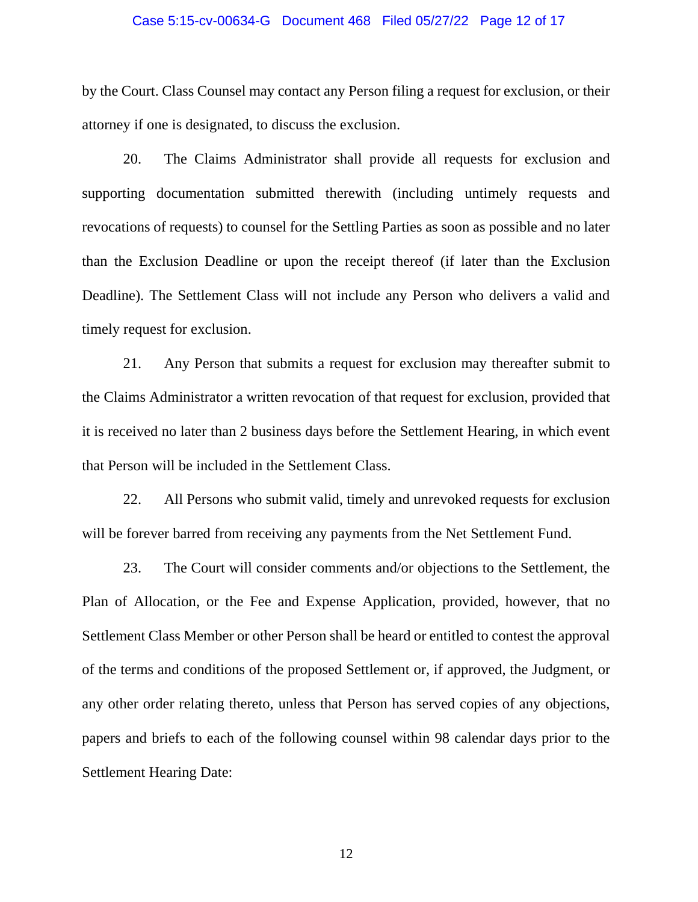by the Court. Class Counsel may contact any Person filing a request for exclusion, or their attorney if one is designated, to discuss the exclusion.

20. The Claims Administrator shall provide all requests for exclusion and supporting documentation submitted therewith (including untimely requests and revocations of requests) to counsel for the Settling Parties as soon as possible and no later than the Exclusion Deadline or upon the receipt thereof (if later than the Exclusion Deadline). The Settlement Class will not include any Person who delivers a valid and timely request for exclusion.

21. Any Person that submits a request for exclusion may thereafter submit to the Claims Administrator a written revocation of that request for exclusion, provided that it is received no later than 2 business days before the Settlement Hearing, in which event that Person will be included in the Settlement Class.

22. All Persons who submit valid, timely and unrevoked requests for exclusion will be forever barred from receiving any payments from the Net Settlement Fund.

23. The Court will consider comments and/or objections to the Settlement, the Plan of Allocation, or the Fee and Expense Application, provided, however, that no Settlement Class Member or other Person shall be heard or entitled to contest the approval of the terms and conditions of the proposed Settlement or, if approved, the Judgment, or any other order relating thereto, unless that Person has served copies of any objections, papers and briefs to each of the following counsel within 98 calendar days prior to the Settlement Hearing Date: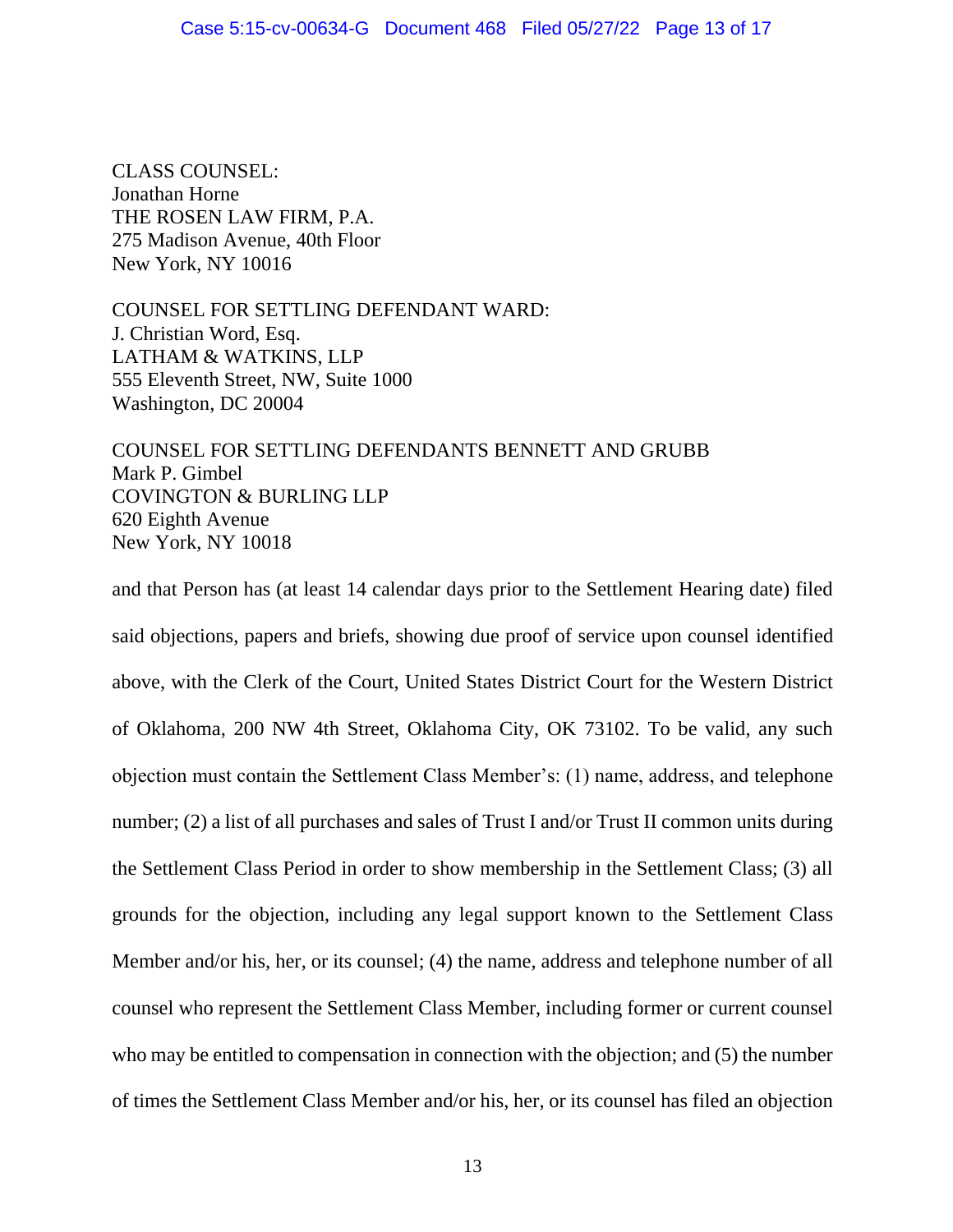CLASS COUNSEL:
Jonathan Horne
THE ROSEN LAW FIRM, P.A.
275 Madison Avenue, 40th Floor
New York, NY 10016

COUNSEL FOR SETTLING DEFENDANT WARD:
J. Christian Word, Esq.
LATHAM & WATKINS, LLP
555 Eleventh Street, NW, Suite 1000
Washington, DC 20004

COUNSEL FOR SETTLING DEFENDANTS BENNETT AND GRUBB
Mark P. Gimbel
COVINGTON & BURLING LLP
620 Eighth Avenue
New York, NY 10018

and that Person has (at least 14 calendar days prior to the Settlement Hearing date) filed said objections, papers and briefs, showing due proof of service upon counsel identified above, with the Clerk of the Court, United States District Court for the Western District of Oklahoma, 200 NW 4th Street, Oklahoma City, OK 73102. To be valid, any such objection must contain the Settlement Class Member's: (1) name, address, and telephone number; (2) a list of all purchases and sales of Trust I and/or Trust II common units during the Settlement Class Period in order to show membership in the Settlement Class; (3) all grounds for the objection, including any legal support known to the Settlement Class Member and/or his, her, or its counsel; (4) the name, address and telephone number of all counsel who represent the Settlement Class Member, including former or current counsel who may be entitled to compensation in connection with the objection; and (5) the number of times the Settlement Class Member and/or his, her, or its counsel has filed an objection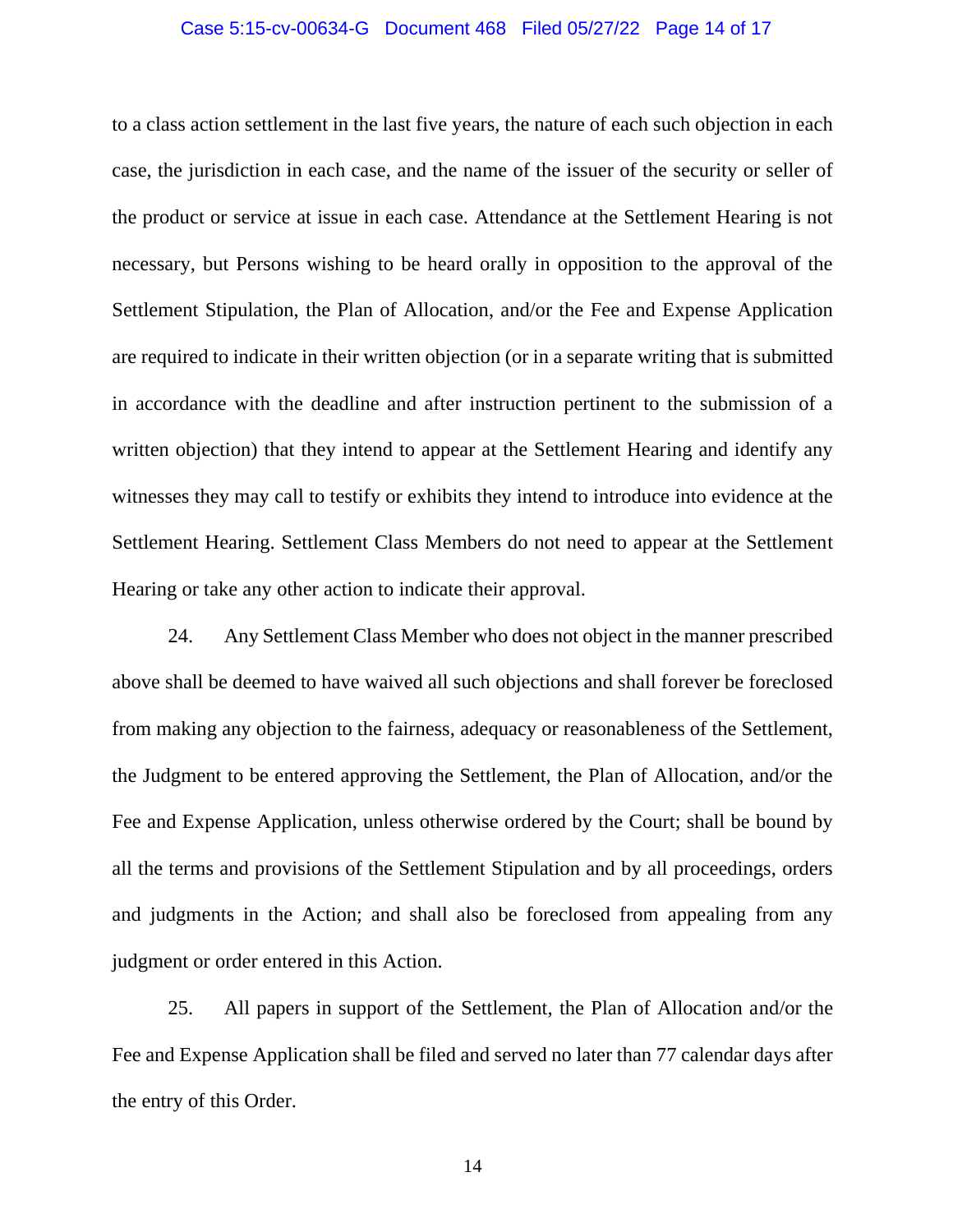to a class action settlement in the last five years, the nature of each such objection in each case, the jurisdiction in each case, and the name of the issuer of the security or seller of the product or service at issue in each case. Attendance at the Settlement Hearing is not necessary, but Persons wishing to be heard orally in opposition to the approval of the Settlement Stipulation, the Plan of Allocation, and/or the Fee and Expense Application are required to indicate in their written objection (or in a separate writing that is submitted in accordance with the deadline and after instruction pertinent to the submission of a written objection) that they intend to appear at the Settlement Hearing and identify any witnesses they may call to testify or exhibits they intend to introduce into evidence at the Settlement Hearing. Settlement Class Members do not need to appear at the Settlement Hearing or take any other action to indicate their approval.

24. Any Settlement Class Member who does not object in the manner prescribed above shall be deemed to have waived all such objections and shall forever be foreclosed from making any objection to the fairness, adequacy or reasonableness of the Settlement, the Judgment to be entered approving the Settlement, the Plan of Allocation, and/or the Fee and Expense Application, unless otherwise ordered by the Court; shall be bound by all the terms and provisions of the Settlement Stipulation and by all proceedings, orders and judgments in the Action; and shall also be foreclosed from appealing from any judgment or order entered in this Action.

25. All papers in support of the Settlement, the Plan of Allocation and/or the Fee and Expense Application shall be filed and served no later than 77 calendar days after the entry of this Order.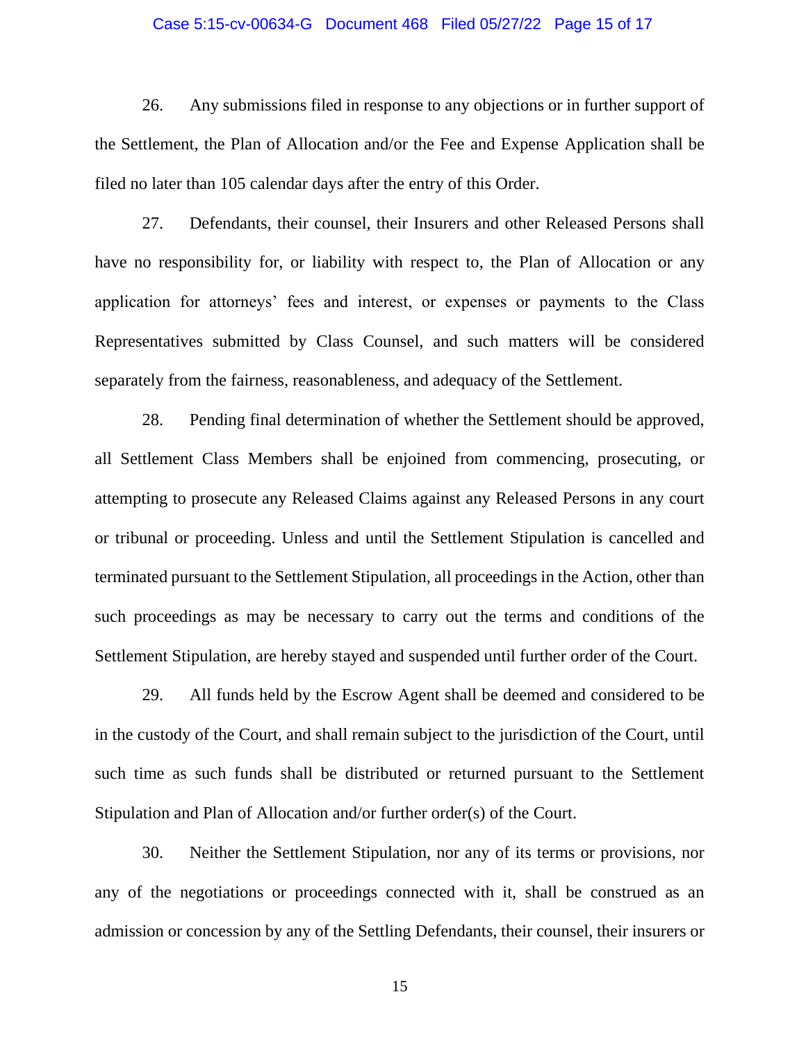26. Any submissions filed in response to any objections or in further support of the Settlement, the Plan of Allocation and/or the Fee and Expense Application shall be filed no later than 105 calendar days after the entry of this Order.

27. Defendants, their counsel, their Insurers and other Released Persons shall have no responsibility for, or liability with respect to, the Plan of Allocation or any application for attorneys' fees and interest, or expenses or payments to the Class Representatives submitted by Class Counsel, and such matters will be considered separately from the fairness, reasonableness, and adequacy of the Settlement.

28. Pending final determination of whether the Settlement should be approved, all Settlement Class Members shall be enjoined from commencing, prosecuting, or attempting to prosecute any Released Claims against any Released Persons in any court or tribunal or proceeding. Unless and until the Settlement Stipulation is cancelled and terminated pursuant to the Settlement Stipulation, all proceedings in the Action, other than such proceedings as may be necessary to carry out the terms and conditions of the Settlement Stipulation, are hereby stayed and suspended until further order of the Court.

29. All funds held by the Escrow Agent shall be deemed and considered to be in the custody of the Court, and shall remain subject to the jurisdiction of the Court, until such time as such funds shall be distributed or returned pursuant to the Settlement Stipulation and Plan of Allocation and/or further order(s) of the Court.

30. Neither the Settlement Stipulation, nor any of its terms or provisions, nor any of the negotiations or proceedings connected with it, shall be construed as an admission or concession by any of the Settling Defendants, their counsel, their insurers or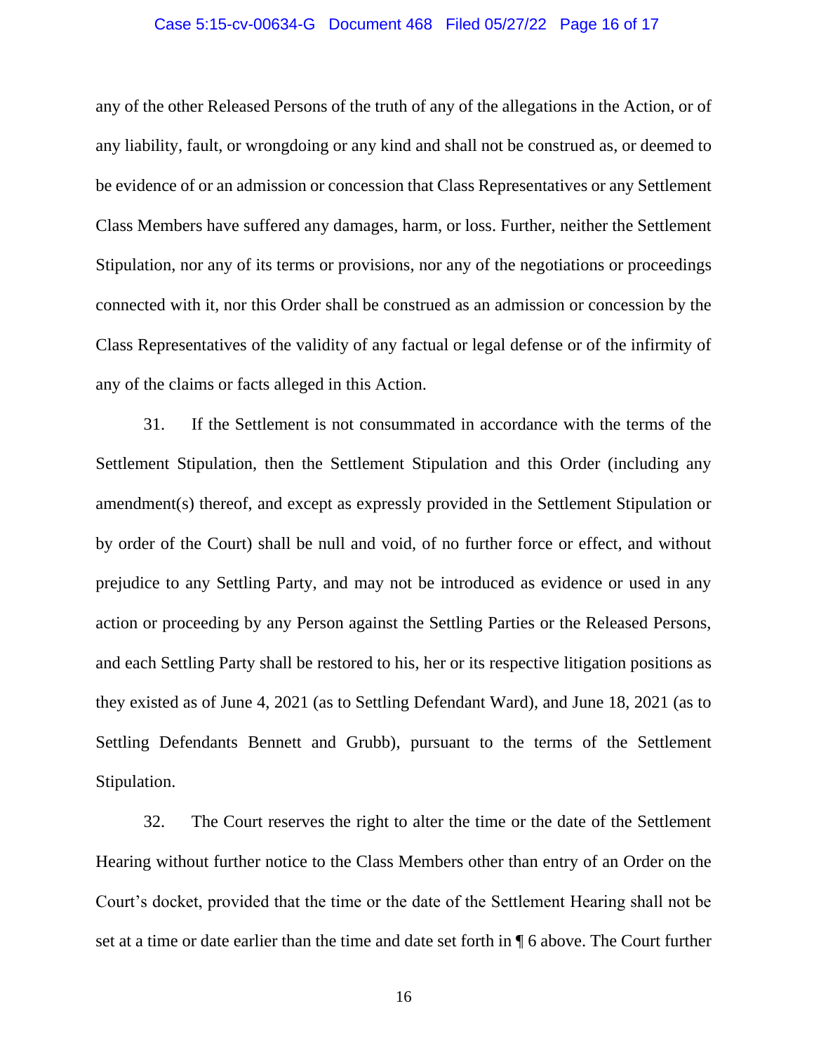any of the other Released Persons of the truth of any of the allegations in the Action, or of any liability, fault, or wrongdoing or any kind and shall not be construed as, or deemed to be evidence of or an admission or concession that Class Representatives or any Settlement Class Members have suffered any damages, harm, or loss. Further, neither the Settlement Stipulation, nor any of its terms or provisions, nor any of the negotiations or proceedings connected with it, nor this Order shall be construed as an admission or concession by the Class Representatives of the validity of any factual or legal defense or of the infirmity of any of the claims or facts alleged in this Action.

31. If the Settlement is not consummated in accordance with the terms of the Settlement Stipulation, then the Settlement Stipulation and this Order (including any amendment(s) thereof, and except as expressly provided in the Settlement Stipulation or by order of the Court) shall be null and void, of no further force or effect, and without prejudice to any Settling Party, and may not be introduced as evidence or used in any action or proceeding by any Person against the Settling Parties or the Released Persons, and each Settling Party shall be restored to his, her or its respective litigation positions as they existed as of June 4, 2021 (as to Settling Defendant Ward), and June 18, 2021 (as to Settling Defendants Bennett and Grubb), pursuant to the terms of the Settlement Stipulation.

32. The Court reserves the right to alter the time or the date of the Settlement Hearing without further notice to the Class Members other than entry of an Order on the Court's docket, provided that the time or the date of the Settlement Hearing shall not be set at a time or date earlier than the time and date set forth in ¶ 6 above. The Court further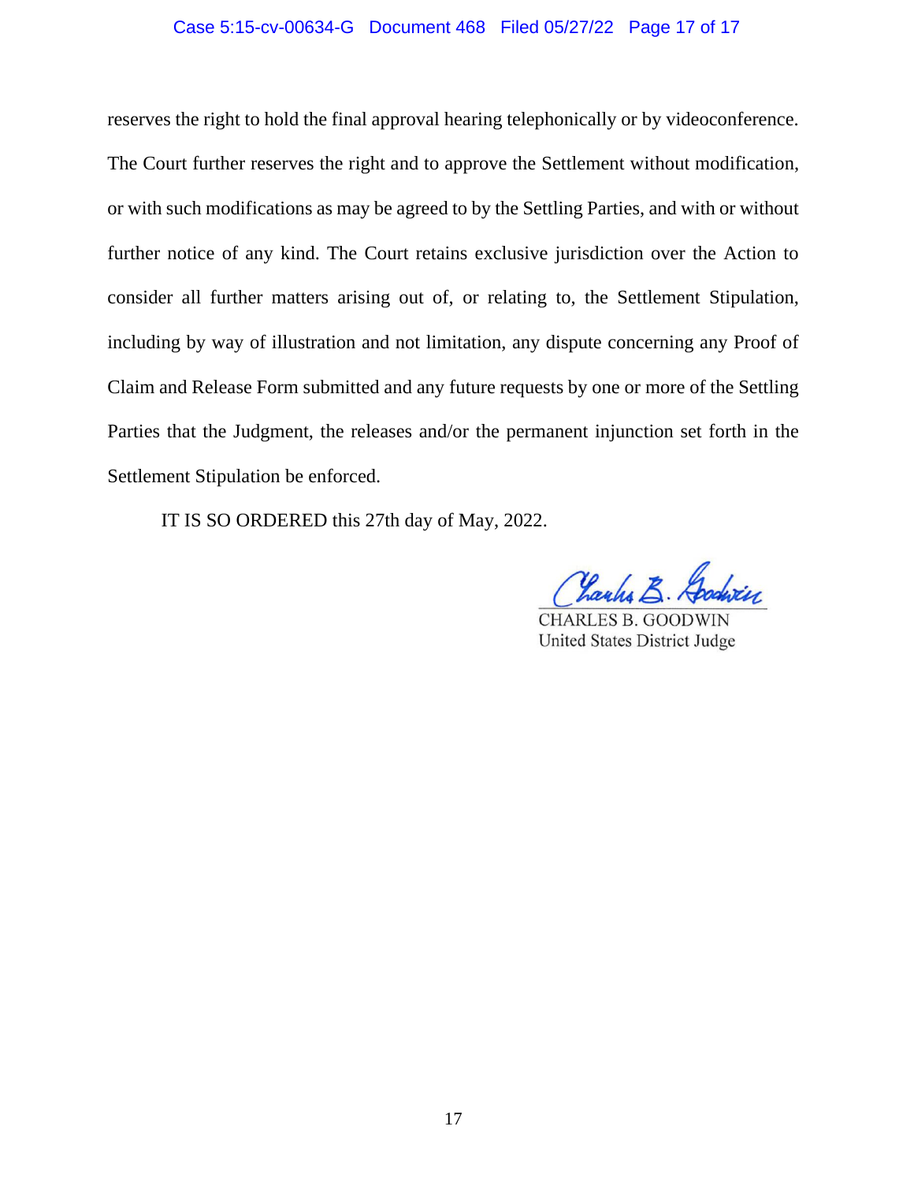reserves the right to hold the final approval hearing telephonically or by videoconference. The Court further reserves the right and to approve the Settlement without modification, or with such modifications as may be agreed to by the Settling Parties, and with or without further notice of any kind. The Court retains exclusive jurisdiction over the Action to consider all further matters arising out of, or relating to, the Settlement Stipulation, including by way of illustration and not limitation, any dispute concerning any Proof of Claim and Release Form submitted and any future requests by one or more of the Settling Parties that the Judgment, the releases and/or the permanent injunction set forth in the Settlement Stipulation be enforced.

IT IS SO ORDERED this 27th day of May, 2022.

CHARLES B. GOODWIN
United States District Judge